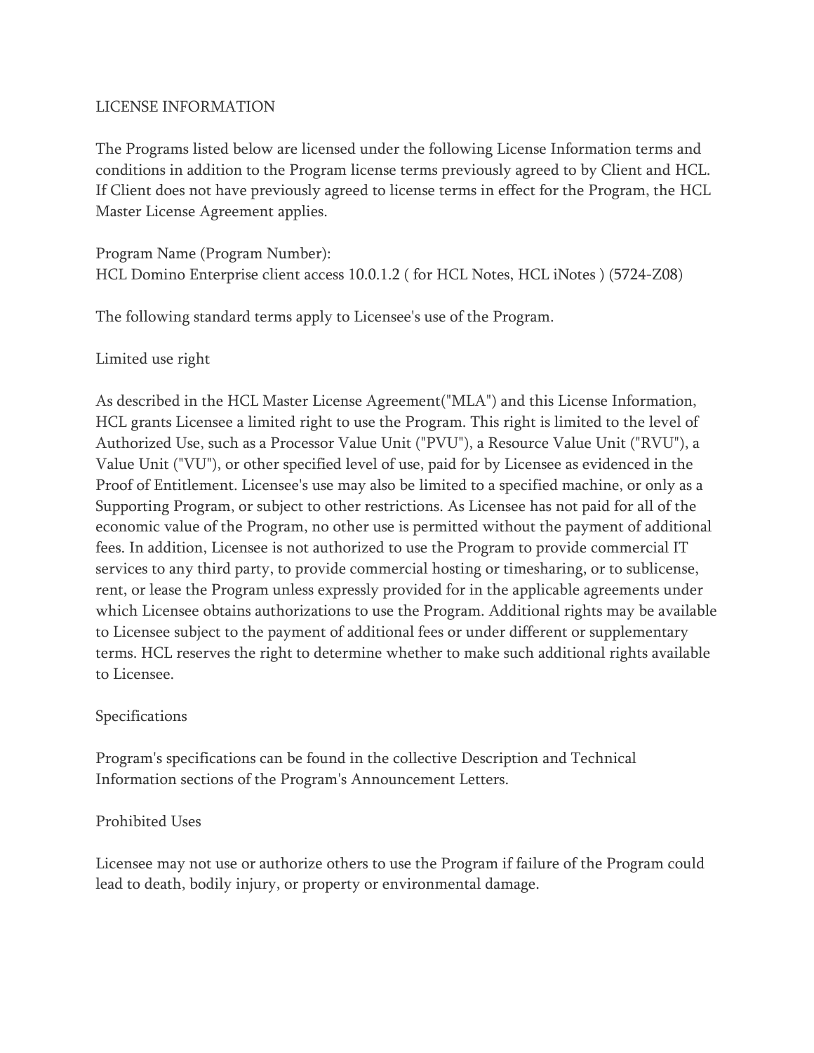# LICENSE INFORMATION

The Programs listed below are licensed under the following License Information terms and conditions in addition to the Program license terms previously agreed to by Client and HCL. If Client does not have previously agreed to license terms in effect for the Program, the HCL Master License Agreement applies.

Program Name (Program Number):
HCL Domino Enterprise client access 10.0.1.2 ( for HCL Notes, HCL iNotes ) (5724-Z08)

The following standard terms apply to Licensee's use of the Program.

## Limited use right

As described in the HCL Master License Agreement("MLA") and this License Information, HCL grants Licensee a limited right to use the Program. This right is limited to the level of Authorized Use, such as a Processor Value Unit ("PVU"), a Resource Value Unit ("RVU"), a Value Unit ("VU"), or other specified level of use, paid for by Licensee as evidenced in the Proof of Entitlement. Licensee's use may also be limited to a specified machine, or only as a Supporting Program, or subject to other restrictions. As Licensee has not paid for all of the economic value of the Program, no other use is permitted without the payment of additional fees. In addition, Licensee is not authorized to use the Program to provide commercial IT services to any third party, to provide commercial hosting or timesharing, or to sublicense, rent, or lease the Program unless expressly provided for in the applicable agreements under which Licensee obtains authorizations to use the Program. Additional rights may be available to Licensee subject to the payment of additional fees or under different or supplementary terms. HCL reserves the right to determine whether to make such additional rights available to Licensee.

## Specifications

Program's specifications can be found in the collective Description and Technical Information sections of the Program's Announcement Letters.

## Prohibited Uses

Licensee may not use or authorize others to use the Program if failure of the Program could lead to death, bodily injury, or property or environmental damage.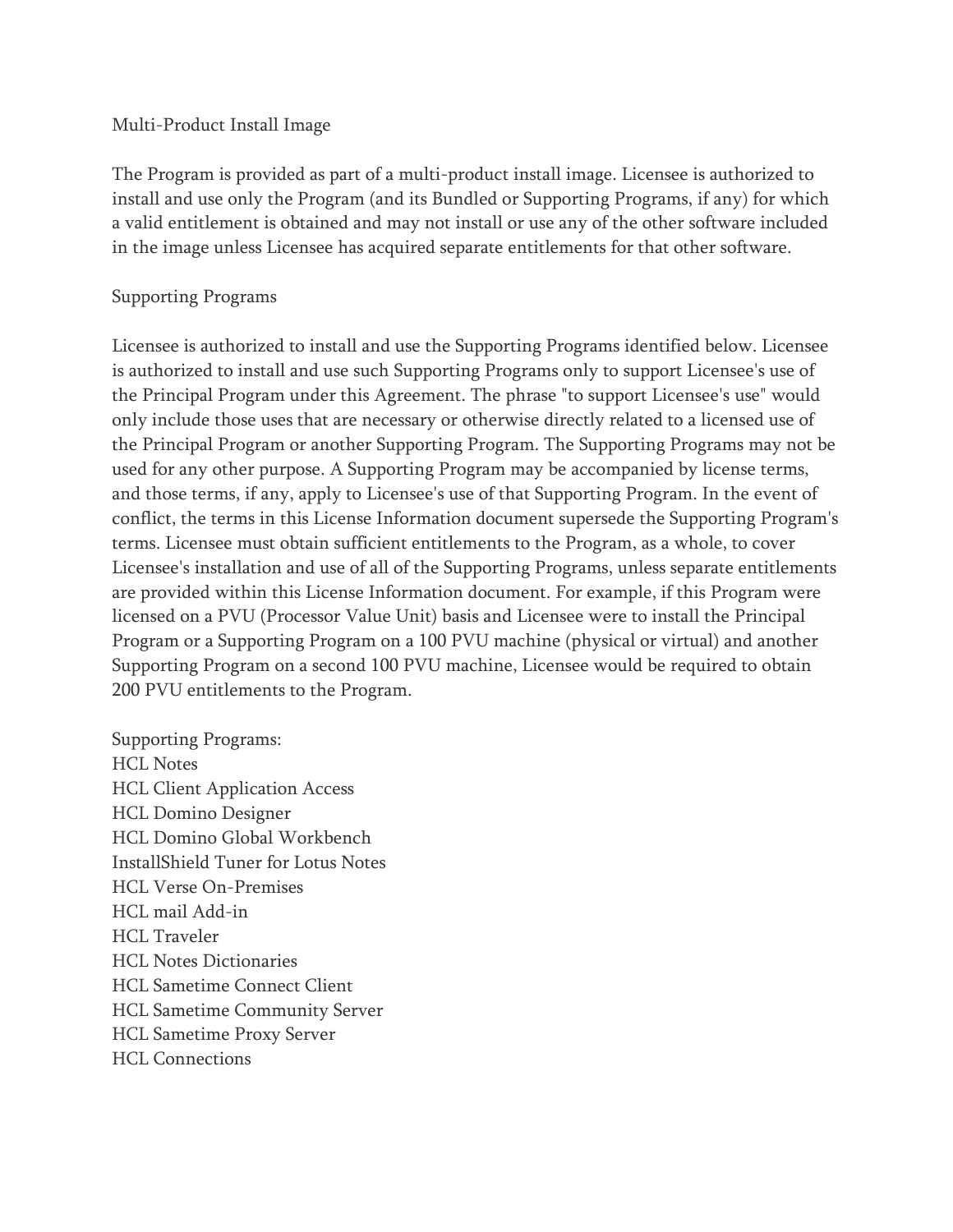## Multi-Product Install Image

The Program is provided as part of a multi-product install image. Licensee is authorized to install and use only the Program (and its Bundled or Supporting Programs, if any) for which a valid entitlement is obtained and may not install or use any of the other software included in the image unless Licensee has acquired separate entitlements for that other software.

## Supporting Programs

Licensee is authorized to install and use the Supporting Programs identified below. Licensee is authorized to install and use such Supporting Programs only to support Licensee's use of the Principal Program under this Agreement. The phrase "to support Licensee's use" would only include those uses that are necessary or otherwise directly related to a licensed use of the Principal Program or another Supporting Program. The Supporting Programs may not be used for any other purpose. A Supporting Program may be accompanied by license terms, and those terms, if any, apply to Licensee's use of that Supporting Program. In the event of conflict, the terms in this License Information document supersede the Supporting Program's terms. Licensee must obtain sufficient entitlements to the Program, as a whole, to cover Licensee's installation and use of all of the Supporting Programs, unless separate entitlements are provided within this License Information document. For example, if this Program were licensed on a PVU (Processor Value Unit) basis and Licensee were to install the Principal Program or a Supporting Program on a 100 PVU machine (physical or virtual) and another Supporting Program on a second 100 PVU machine, Licensee would be required to obtain 200 PVU entitlements to the Program.

Supporting Programs:
HCL Notes
HCL Client Application Access
HCL Domino Designer
HCL Domino Global Workbench
InstallShield Tuner for Lotus Notes
HCL Verse On-Premises
HCL mail Add-in
HCL Traveler
HCL Notes Dictionaries
HCL Sametime Connect Client
HCL Sametime Community Server
HCL Sametime Proxy Server
HCL Connections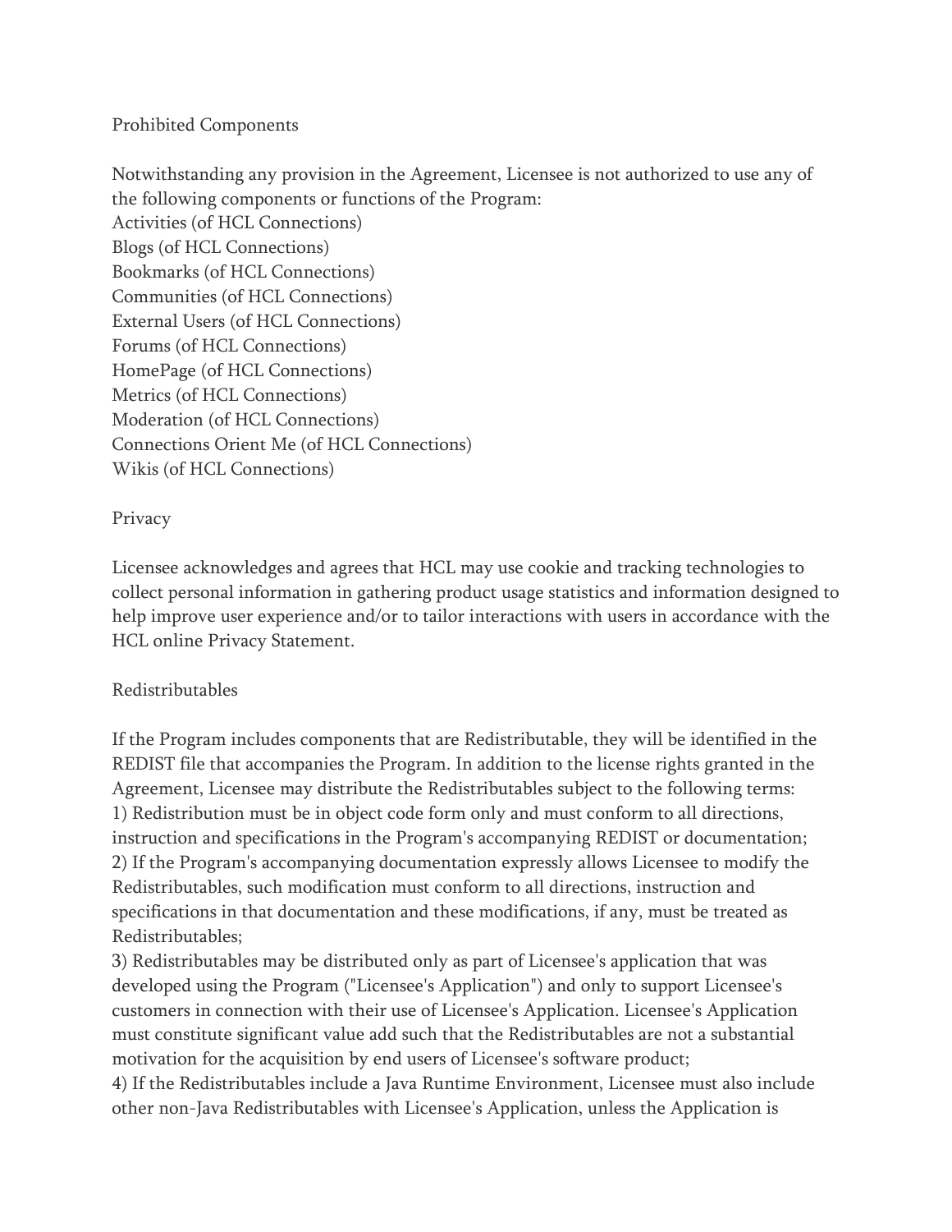## Prohibited Components

Notwithstanding any provision in the Agreement, Licensee is not authorized to use any of the following components or functions of the Program:
Activities (of HCL Connections)
Blogs (of HCL Connections)
Bookmarks (of HCL Connections)
Communities (of HCL Connections)
External Users (of HCL Connections)
Forums (of HCL Connections)
HomePage (of HCL Connections)
Metrics (of HCL Connections)
Moderation (of HCL Connections)
Connections Orient Me (of HCL Connections)
Wikis (of HCL Connections)

## Privacy

Licensee acknowledges and agrees that HCL may use cookie and tracking technologies to collect personal information in gathering product usage statistics and information designed to help improve user experience and/or to tailor interactions with users in accordance with the HCL online Privacy Statement.

## Redistributables

If the Program includes components that are Redistributable, they will be identified in the REDIST file that accompanies the Program. In addition to the license rights granted in the Agreement, Licensee may distribute the Redistributables subject to the following terms:
1) Redistribution must be in object code form only and must conform to all directions, instruction and specifications in the Program's accompanying REDIST or documentation;
2) If the Program's accompanying documentation expressly allows Licensee to modify the Redistributables, such modification must conform to all directions, instruction and specifications in that documentation and these modifications, if any, must be treated as Redistributables;
3) Redistributables may be distributed only as part of Licensee's application that was developed using the Program ("Licensee's Application") and only to support Licensee's customers in connection with their use of Licensee's Application. Licensee's Application must constitute significant value add such that the Redistributables are not a substantial motivation for the acquisition by end users of Licensee's software product;
4) If the Redistributables include a Java Runtime Environment, Licensee must also include other non-Java Redistributables with Licensee's Application, unless the Application is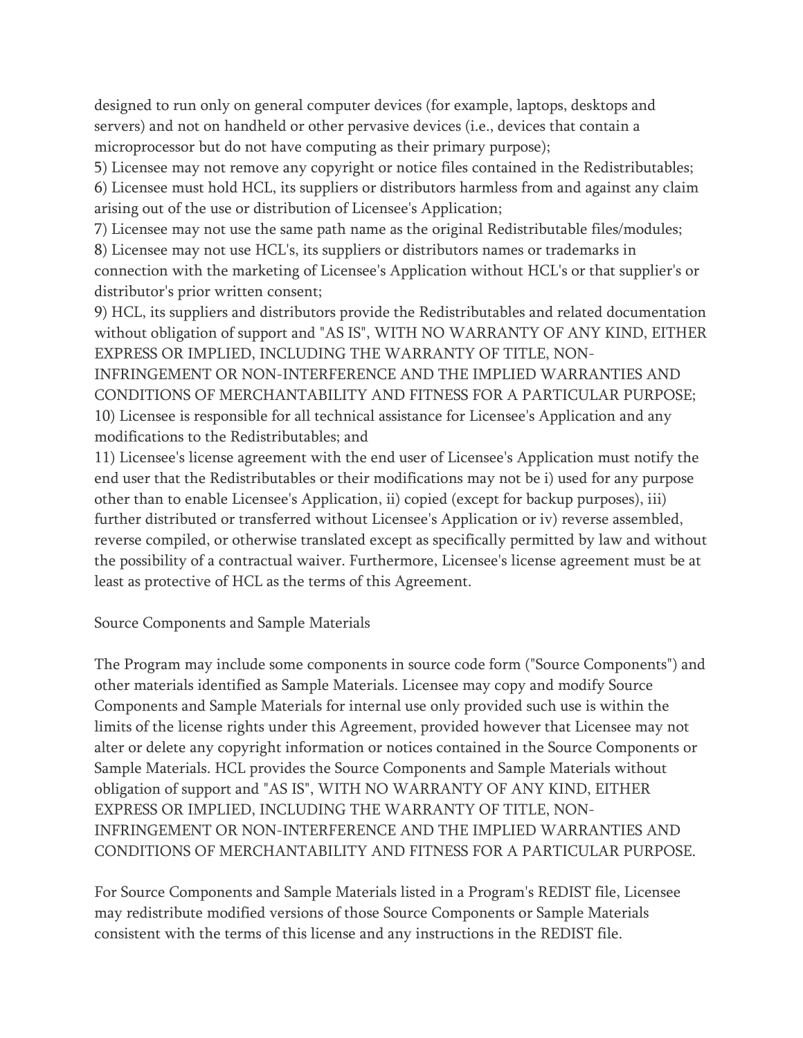designed to run only on general computer devices (for example, laptops, desktops and servers) and not on handheld or other pervasive devices (i.e., devices that contain a microprocessor but do not have computing as their primary purpose);

5) Licensee may not remove any copyright or notice files contained in the Redistributables;

6) Licensee must hold HCL, its suppliers or distributors harmless from and against any claim arising out of the use or distribution of Licensee's Application;

7) Licensee may not use the same path name as the original Redistributable files/modules;

8) Licensee may not use HCL's, its suppliers or distributors names or trademarks in connection with the marketing of Licensee's Application without HCL's or that supplier's or distributor's prior written consent;

9) HCL, its suppliers and distributors provide the Redistributables and related documentation without obligation of support and "AS IS", WITH NO WARRANTY OF ANY KIND, EITHER EXPRESS OR IMPLIED, INCLUDING THE WARRANTY OF TITLE, NON-INFRINGEMENT OR NON-INTERFERENCE AND THE IMPLIED WARRANTIES AND CONDITIONS OF MERCHANTABILITY AND FITNESS FOR A PARTICULAR PURPOSE;

10) Licensee is responsible for all technical assistance for Licensee's Application and any modifications to the Redistributables; and

11) Licensee's license agreement with the end user of Licensee's Application must notify the end user that the Redistributables or their modifications may not be i) used for any purpose other than to enable Licensee's Application, ii) copied (except for backup purposes), iii) further distributed or transferred without Licensee's Application or iv) reverse assembled, reverse compiled, or otherwise translated except as specifically permitted by law and without the possibility of a contractual waiver. Furthermore, Licensee's license agreement must be at least as protective of HCL as the terms of this Agreement.

Source Components and Sample Materials

The Program may include some components in source code form ("Source Components") and other materials identified as Sample Materials. Licensee may copy and modify Source Components and Sample Materials for internal use only provided such use is within the limits of the license rights under this Agreement, provided however that Licensee may not alter or delete any copyright information or notices contained in the Source Components or Sample Materials. HCL provides the Source Components and Sample Materials without obligation of support and "AS IS", WITH NO WARRANTY OF ANY KIND, EITHER EXPRESS OR IMPLIED, INCLUDING THE WARRANTY OF TITLE, NON-INFRINGEMENT OR NON-INTERFERENCE AND THE IMPLIED WARRANTIES AND CONDITIONS OF MERCHANTABILITY AND FITNESS FOR A PARTICULAR PURPOSE.

For Source Components and Sample Materials listed in a Program's REDIST file, Licensee may redistribute modified versions of those Source Components or Sample Materials consistent with the terms of this license and any instructions in the REDIST file.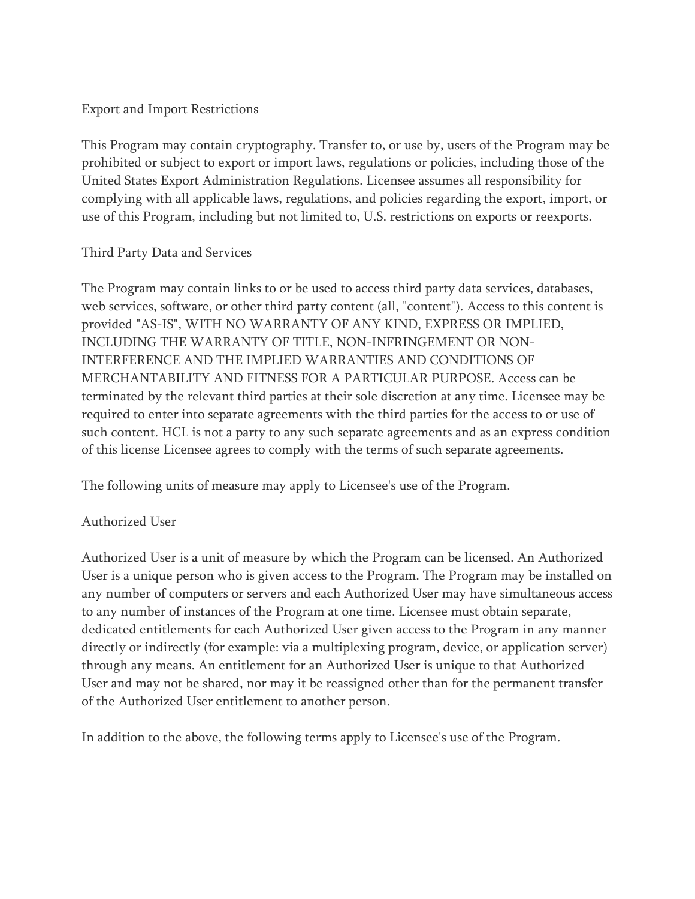## Export and Import Restrictions

This Program may contain cryptography. Transfer to, or use by, users of the Program may be prohibited or subject to export or import laws, regulations or policies, including those of the United States Export Administration Regulations. Licensee assumes all responsibility for complying with all applicable laws, regulations, and policies regarding the export, import, or use of this Program, including but not limited to, U.S. restrictions on exports or reexports.

## Third Party Data and Services

The Program may contain links to or be used to access third party data services, databases, web services, software, or other third party content (all, "content"). Access to this content is provided "AS-IS", WITH NO WARRANTY OF ANY KIND, EXPRESS OR IMPLIED, INCLUDING THE WARRANTY OF TITLE, NON-INFRINGEMENT OR NON-INTERFERENCE AND THE IMPLIED WARRANTIES AND CONDITIONS OF MERCHANTABILITY AND FITNESS FOR A PARTICULAR PURPOSE. Access can be terminated by the relevant third parties at their sole discretion at any time. Licensee may be required to enter into separate agreements with the third parties for the access to or use of such content. HCL is not a party to any such separate agreements and as an express condition of this license Licensee agrees to comply with the terms of such separate agreements.

The following units of measure may apply to Licensee's use of the Program.

## Authorized User

Authorized User is a unit of measure by which the Program can be licensed. An Authorized User is a unique person who is given access to the Program. The Program may be installed on any number of computers or servers and each Authorized User may have simultaneous access to any number of instances of the Program at one time. Licensee must obtain separate, dedicated entitlements for each Authorized User given access to the Program in any manner directly or indirectly (for example: via a multiplexing program, device, or application server) through any means. An entitlement for an Authorized User is unique to that Authorized User and may not be shared, nor may it be reassigned other than for the permanent transfer of the Authorized User entitlement to another person.

In addition to the above, the following terms apply to Licensee's use of the Program.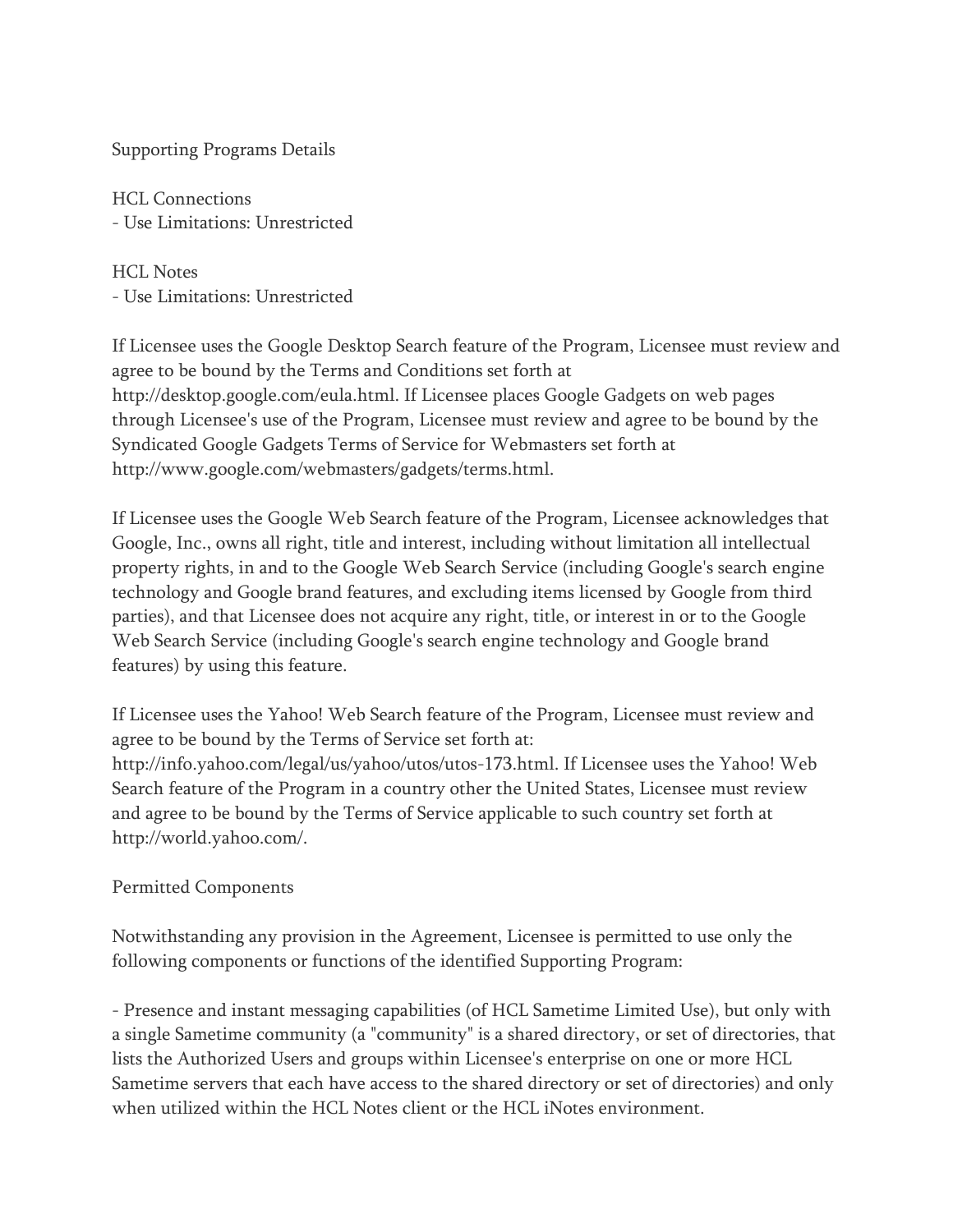Supporting Programs Details

HCL Connections
- Use Limitations: Unrestricted

HCL Notes
- Use Limitations: Unrestricted

If Licensee uses the Google Desktop Search feature of the Program, Licensee must review and agree to be bound by the Terms and Conditions set forth at http://desktop.google.com/eula.html. If Licensee places Google Gadgets on web pages through Licensee's use of the Program, Licensee must review and agree to be bound by the Syndicated Google Gadgets Terms of Service for Webmasters set forth at http://www.google.com/webmasters/gadgets/terms.html.

If Licensee uses the Google Web Search feature of the Program, Licensee acknowledges that Google, Inc., owns all right, title and interest, including without limitation all intellectual property rights, in and to the Google Web Search Service (including Google's search engine technology and Google brand features, and excluding items licensed by Google from third parties), and that Licensee does not acquire any right, title, or interest in or to the Google Web Search Service (including Google's search engine technology and Google brand features) by using this feature.

If Licensee uses the Yahoo! Web Search feature of the Program, Licensee must review and agree to be bound by the Terms of Service set forth at: http://info.yahoo.com/legal/us/yahoo/utos/utos-173.html. If Licensee uses the Yahoo! Web Search feature of the Program in a country other the United States, Licensee must review and agree to be bound by the Terms of Service applicable to such country set forth at http://world.yahoo.com/.

Permitted Components

Notwithstanding any provision in the Agreement, Licensee is permitted to use only the following components or functions of the identified Supporting Program:

- Presence and instant messaging capabilities (of HCL Sametime Limited Use), but only with a single Sametime community (a "community" is a shared directory, or set of directories, that lists the Authorized Users and groups within Licensee's enterprise on one or more HCL Sametime servers that each have access to the shared directory or set of directories) and only when utilized within the HCL Notes client or the HCL iNotes environment.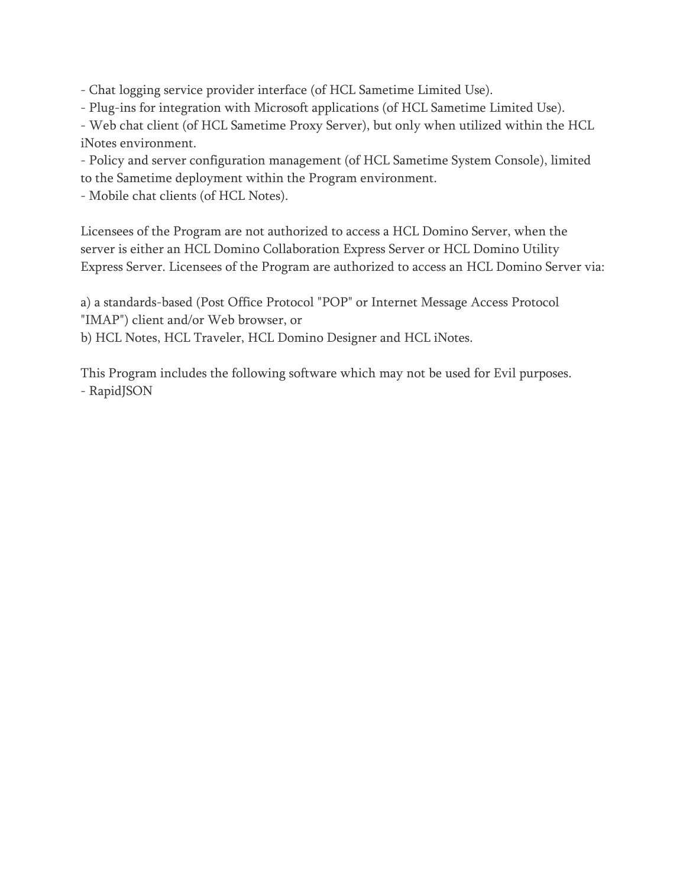- Chat logging service provider interface (of HCL Sametime Limited Use).
- Plug-ins for integration with Microsoft applications (of HCL Sametime Limited Use).
- Web chat client (of HCL Sametime Proxy Server), but only when utilized within the HCL iNotes environment.
- Policy and server configuration management (of HCL Sametime System Console), limited to the Sametime deployment within the Program environment.
- Mobile chat clients (of HCL Notes).

Licensees of the Program are not authorized to access a HCL Domino Server, when the server is either an HCL Domino Collaboration Express Server or HCL Domino Utility Express Server. Licensees of the Program are authorized to access an HCL Domino Server via:

a) a standards-based (Post Office Protocol "POP" or Internet Message Access Protocol "IMAP") client and/or Web browser, or
b) HCL Notes, HCL Traveler, HCL Domino Designer and HCL iNotes.

This Program includes the following software which may not be used for Evil purposes.
- RapidJSON